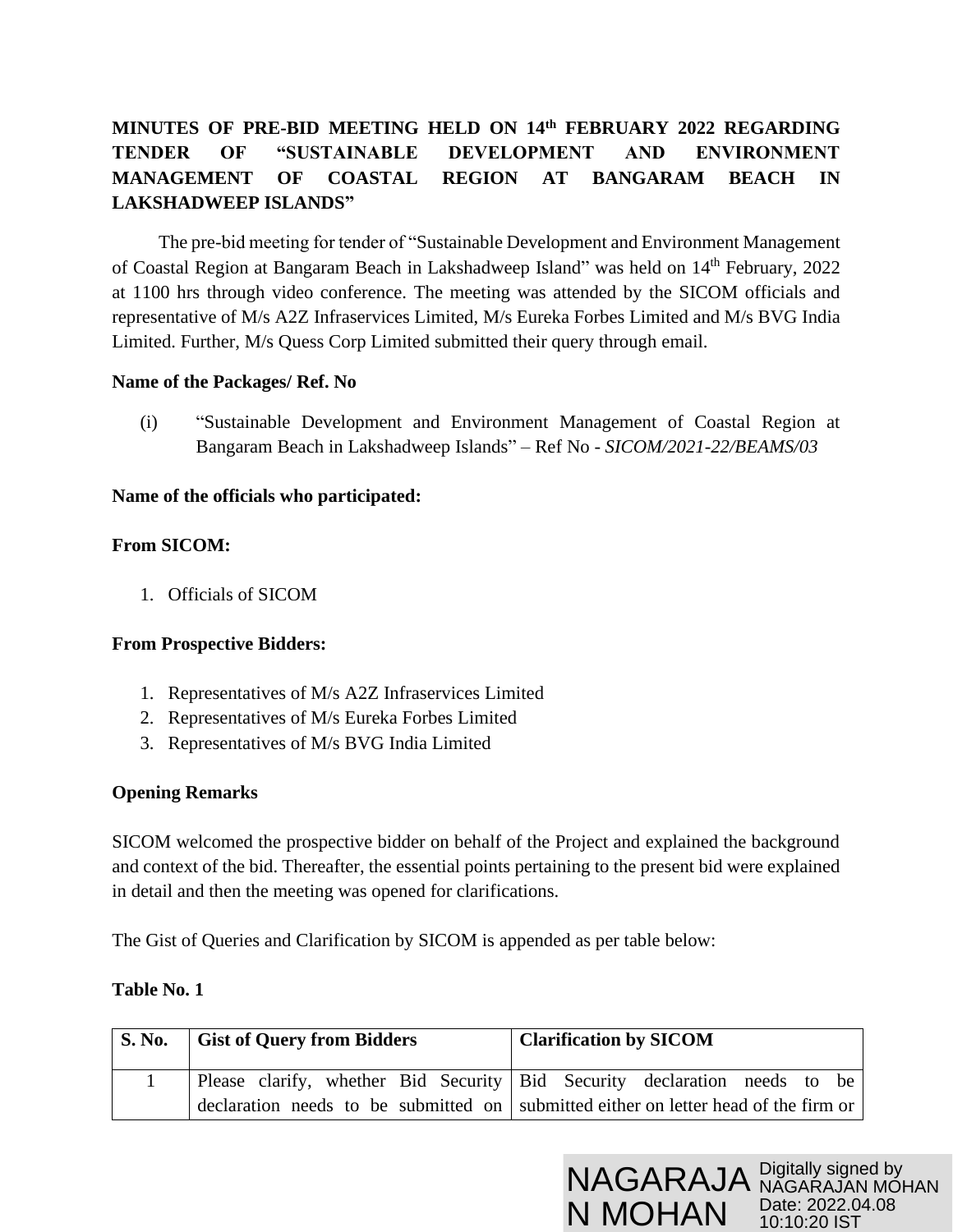**MINUTES OF PRE-BID MEETING HELD ON 14th FEBRUARY 2022 REGARDING TENDER OF "SUSTAINABLE DEVELOPMENT AND ENVIRONMENT MANAGEMENT OF COASTAL REGION AT BANGARAM BEACH IN LAKSHADWEEP ISLANDS"**

The pre-bid meeting for tender of "Sustainable Development and Environment Management of Coastal Region at Bangaram Beach in Lakshadweep Island" was held on 14th February, 2022 at 1100 hrs through video conference. The meeting was attended by the SICOM officials and representative of M/s A2Z Infraservices Limited, M/s Eureka Forbes Limited and M/s BVG India Limited. Further, M/s Quess Corp Limited submitted their query through email.

**Name of the Packages/ Ref. No**

(i) "Sustainable Development and Environment Management of Coastal Region at Bangaram Beach in Lakshadweep Islands" – Ref No - *SICOM/2021-22/BEAMS/03*

**Name of the officials who participated:**

**From SICOM:**

1. Officials of SICOM

**From Prospective Bidders:**

1. Representatives of M/s A2Z Infraservices Limited
2. Representatives of M/s Eureka Forbes Limited
3. Representatives of M/s BVG India Limited

**Opening Remarks**

SICOM welcomed the prospective bidder on behalf of the Project and explained the background and context of the bid. Thereafter, the essential points pertaining to the present bid were explained in detail and then the meeting was opened for clarifications.

The Gist of Queries and Clarification by SICOM is appended as per table below:

**Table No. 1**

| S. No. | Gist of Query from Bidders | Clarification by SICOM |
|---|---|---|
| 1 | Please clarify, whether Bid Security declaration needs to be submitted on | Bid Security declaration needs to be submitted either on letter head of the firm or |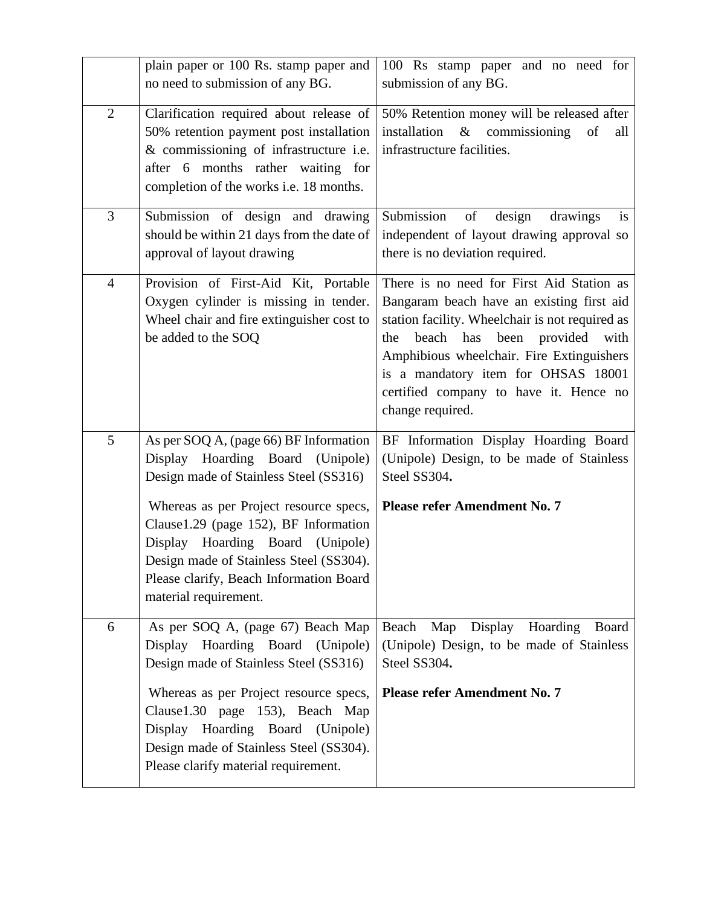| | | |
|---|---|---|
| | plain paper or 100 Rs. stamp paper and no need to submission of any BG. | 100 Rs stamp paper and no need for submission of any BG. |
| 2 | Clarification required about release of 50% retention payment post installation & commissioning of infrastructure i.e. after 6 months rather waiting for completion of the works i.e. 18 months. | 50% Retention money will be released after installation & commissioning of all infrastructure facilities. |
| 3 | Submission of design and drawing should be within 21 days from the date of approval of layout drawing | Submission of design drawings is independent of layout drawing approval so there is no deviation required. |
| 4 | Provision of First-Aid Kit, Portable Oxygen cylinder is missing in tender. Wheel chair and fire extinguisher cost to be added to the SOQ | There is no need for First Aid Station as Bangaram beach have an existing first aid station facility. Wheelchair is not required as the beach has been provided with Amphibious wheelchair. Fire Extinguishers is a mandatory item for OHSAS 18001 certified company to have it. Hence no change required. |
| 5 | As per SOQ A, (page 66) BF Information Display Hoarding Board (Unipole) Design made of Stainless Steel (SS316)<br><br>Whereas as per Project resource specs, Clause1.29 (page 152), BF Information Display Hoarding Board (Unipole) Design made of Stainless Steel (SS304). Please clarify, Beach Information Board material requirement. | BF Information Display Hoarding Board (Unipole) Design, to be made of Stainless Steel SS304**.**<br><br>**Please refer Amendment No. 7** |
| 6 | As per SOQ A, (page 67) Beach Map Display Hoarding Board (Unipole) Design made of Stainless Steel (SS316)<br><br>Whereas as per Project resource specs, Clause1.30 page 153), Beach Map Display Hoarding Board (Unipole) Design made of Stainless Steel (SS304). Please clarify material requirement. | Beach Map Display Hoarding Board (Unipole) Design, to be made of Stainless Steel SS304**.**<br><br>**Please refer Amendment No. 7** |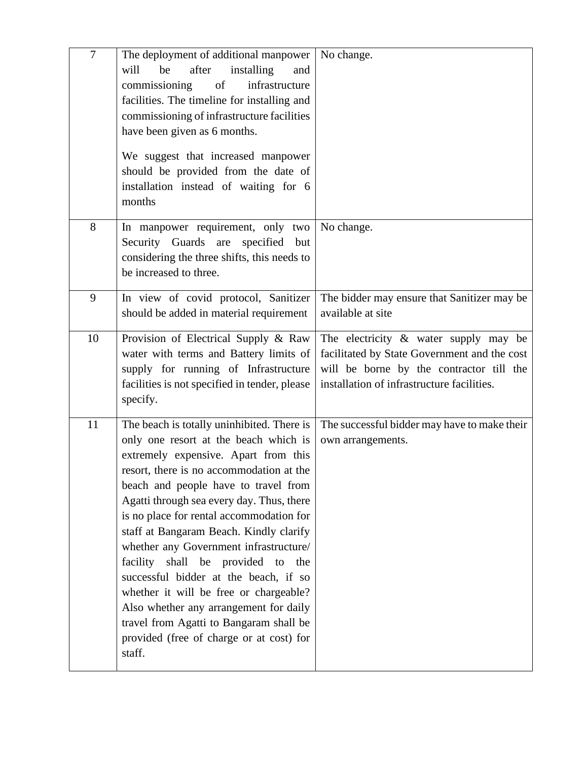| | | |
|---|---|---|
| 7 | The deployment of additional manpower will be after installing and commissioning of infrastructure facilities. The timeline for installing and commissioning of infrastructure facilities have been given as 6 months.<br><br>We suggest that increased manpower should be provided from the date of installation instead of waiting for 6 months | No change. |
| 8 | In manpower requirement, only two Security Guards are specified but considering the three shifts, this needs to be increased to three. | No change. |
| 9 | In view of covid protocol, Sanitizer should be added in material requirement | The bidder may ensure that Sanitizer may be available at site |
| 10 | Provision of Electrical Supply & Raw water with terms and Battery limits of supply for running of Infrastructure facilities is not specified in tender, please specify. | The electricity & water supply may be facilitated by State Government and the cost will be borne by the contractor till the installation of infrastructure facilities. |
| 11 | The beach is totally uninhibited. There is only one resort at the beach which is extremely expensive. Apart from this resort, there is no accommodation at the beach and people have to travel from Agatti through sea every day. Thus, there is no place for rental accommodation for staff at Bangaram Beach. Kindly clarify whether any Government infrastructure/ facility shall be provided to the successful bidder at the beach, if so whether it will be free or chargeable? Also whether any arrangement for daily travel from Agatti to Bangaram shall be provided (free of charge or at cost) for staff. | The successful bidder may have to make their own arrangements. |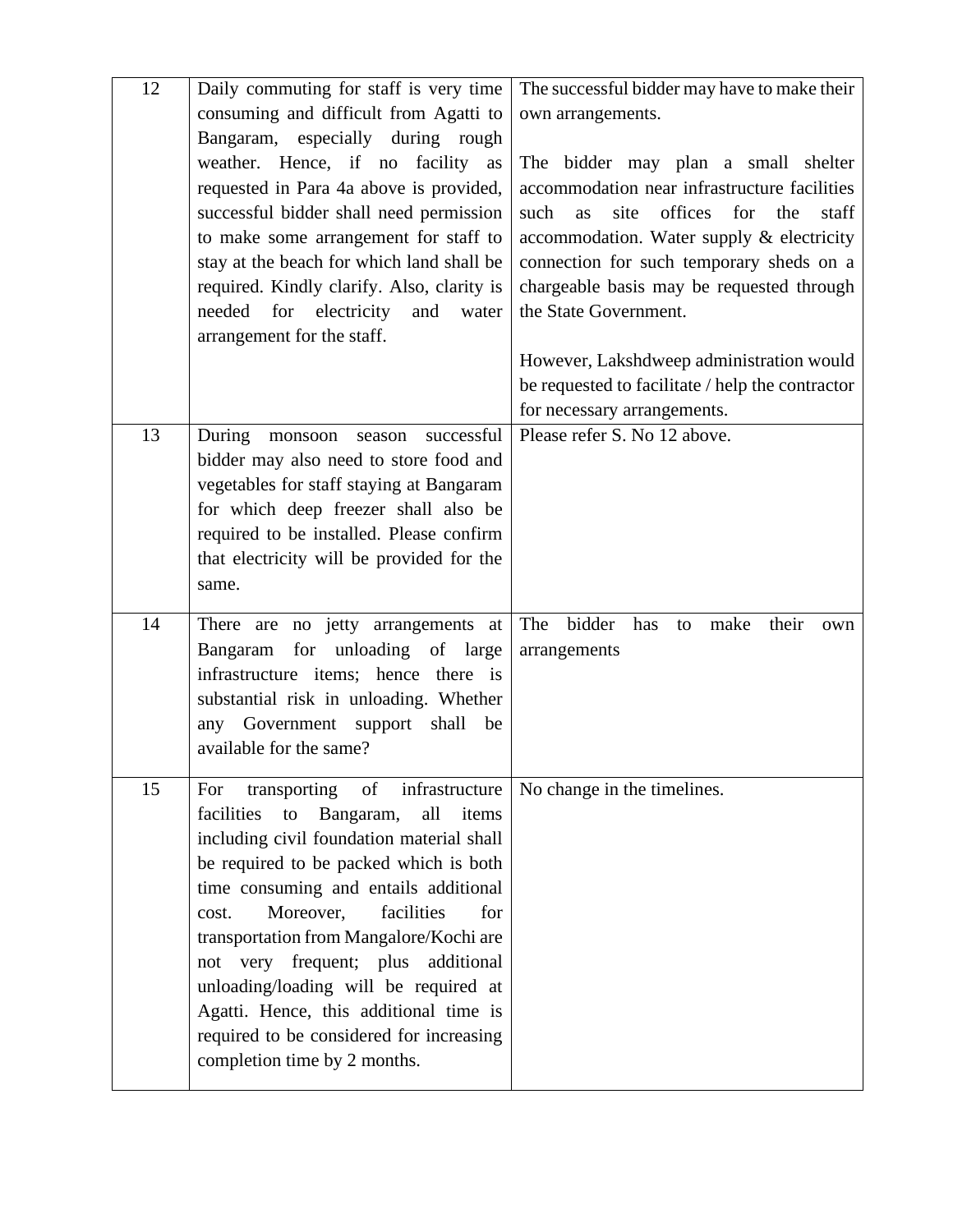| | | |
|---|---|---|
| 12 | Daily commuting for staff is very time consuming and difficult from Agatti to Bangaram, especially during rough weather. Hence, if no facility as requested in Para 4a above is provided, successful bidder shall need permission to make some arrangement for staff to stay at the beach for which land shall be required. Kindly clarify. Also, clarity is needed for electricity and water arrangement for the staff. | The successful bidder may have to make their own arrangements.<br><br>The bidder may plan a small shelter accommodation near infrastructure facilities such as site offices for the staff accommodation. Water supply & electricity connection for such temporary sheds on a chargeable basis may be requested through the State Government.<br><br>However, Lakshdweep administration would be requested to facilitate / help the contractor for necessary arrangements. |
| 13 | During monsoon season successful bidder may also need to store food and vegetables for staff staying at Bangaram for which deep freezer shall also be required to be installed. Please confirm that electricity will be provided for the same. | Please refer S. No 12 above. |
| 14 | There are no jetty arrangements at Bangaram for unloading of large infrastructure items; hence there is substantial risk in unloading. Whether any Government support shall be available for the same? | The bidder has to make their own arrangements |
| 15 | For transporting of infrastructure facilities to Bangaram, all items including civil foundation material shall be required to be packed which is both time consuming and entails additional cost. Moreover, facilities for transportation from Mangalore/Kochi are not very frequent; plus additional unloading/loading will be required at Agatti. Hence, this additional time is required to be considered for increasing completion time by 2 months. | No change in the timelines. |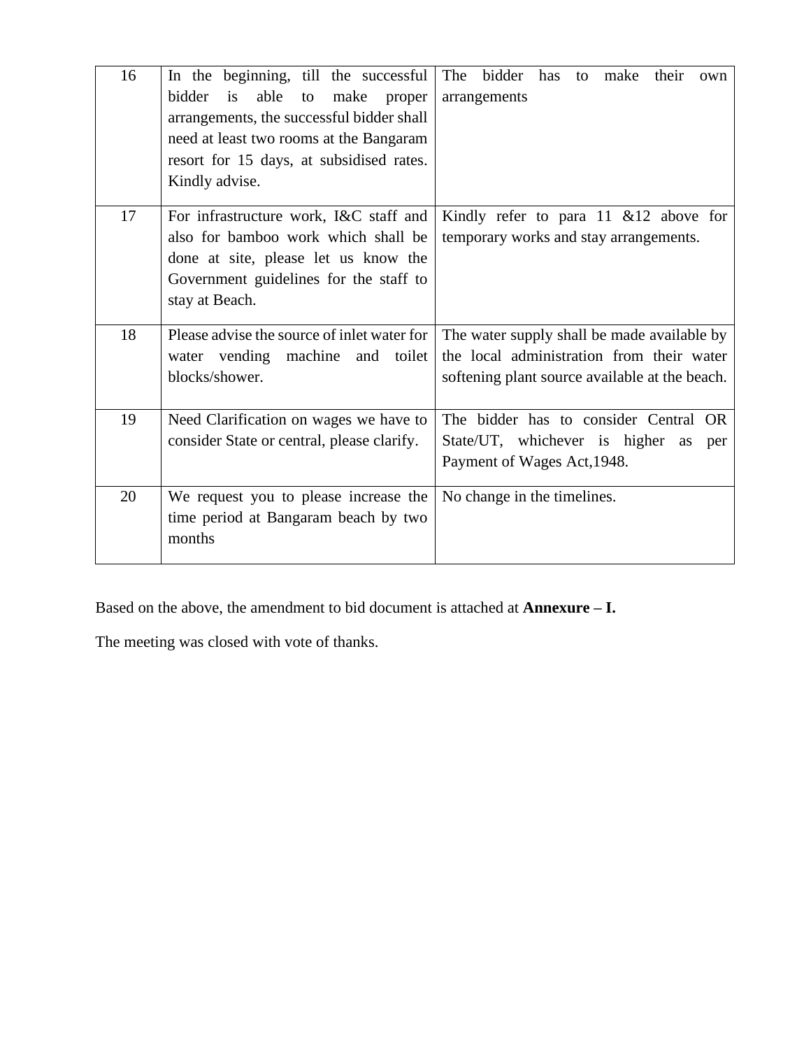| 16 | In the beginning, till the successful bidder is able to make proper arrangements, the successful bidder shall need at least two rooms at the Bangaram resort for 15 days, at subsidised rates. Kindly advise. | The bidder has to make their own arrangements |
|---|---|---|
| 17 | For infrastructure work, I&C staff and also for bamboo work which shall be done at site, please let us know the Government guidelines for the staff to stay at Beach. | Kindly refer to para 11 &12 above for temporary works and stay arrangements. |
| 18 | Please advise the source of inlet water for water vending machine and toilet blocks/shower. | The water supply shall be made available by the local administration from their water softening plant source available at the beach. |
| 19 | Need Clarification on wages we have to consider State or central, please clarify. | The bidder has to consider Central OR State/UT, whichever is higher as per Payment of Wages Act,1948. |
| 20 | We request you to please increase the time period at Bangaram beach by two months | No change in the timelines. |

Based on the above, the amendment to bid document is attached at **Annexure – I.**

The meeting was closed with vote of thanks.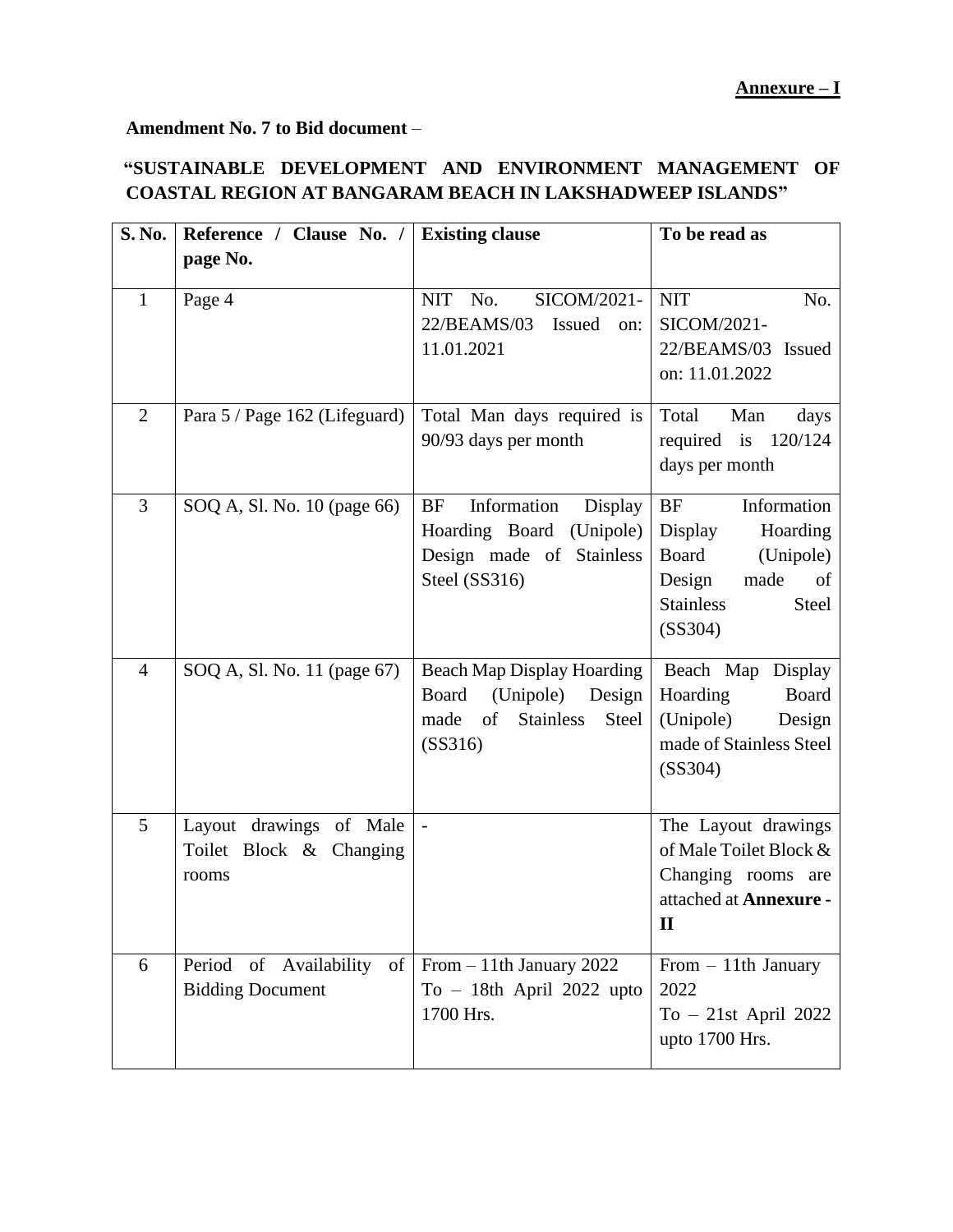**Annexure – I**

**Amendment No. 7 to Bid document** –

**"SUSTAINABLE DEVELOPMENT AND ENVIRONMENT MANAGEMENT OF COASTAL REGION AT BANGARAM BEACH IN LAKSHADWEEP ISLANDS"**

| S. No. | Reference / Clause No. / page No. | Existing clause | To be read as |
|---|---|---|---|
| 1 | Page 4 | NIT No. SICOM/2021-22/BEAMS/03 Issued on: 11.01.2021 | NIT No. SICOM/2021-22/BEAMS/03 Issued on: 11.01.2022 |
| 2 | Para 5 / Page 162 (Lifeguard) | Total Man days required is 90/93 days per month | Total Man days required is 120/124 days per month |
| 3 | SOQ A, Sl. No. 10 (page 66) | BF Information Display Hoarding Board (Unipole) Design made of Stainless Steel (SS316) | BF Information Display Hoarding Board (Unipole) Design made of Stainless Steel (SS304) |
| 4 | SOQ A, Sl. No. 11 (page 67) | Beach Map Display Hoarding Board (Unipole) Design made of Stainless Steel (SS316) | Beach Map Display Hoarding Board (Unipole) Design made of Stainless Steel (SS304) |
| 5 | Layout drawings of Male Toilet Block & Changing rooms | - | The Layout drawings of Male Toilet Block & Changing rooms are attached at **Annexure - II** |
| 6 | Period of Availability of Bidding Document | From – 11th January 2022<br>To – 18th April 2022 upto 1700 Hrs. | From – 11th January 2022<br>To – 21st April 2022 upto 1700 Hrs. |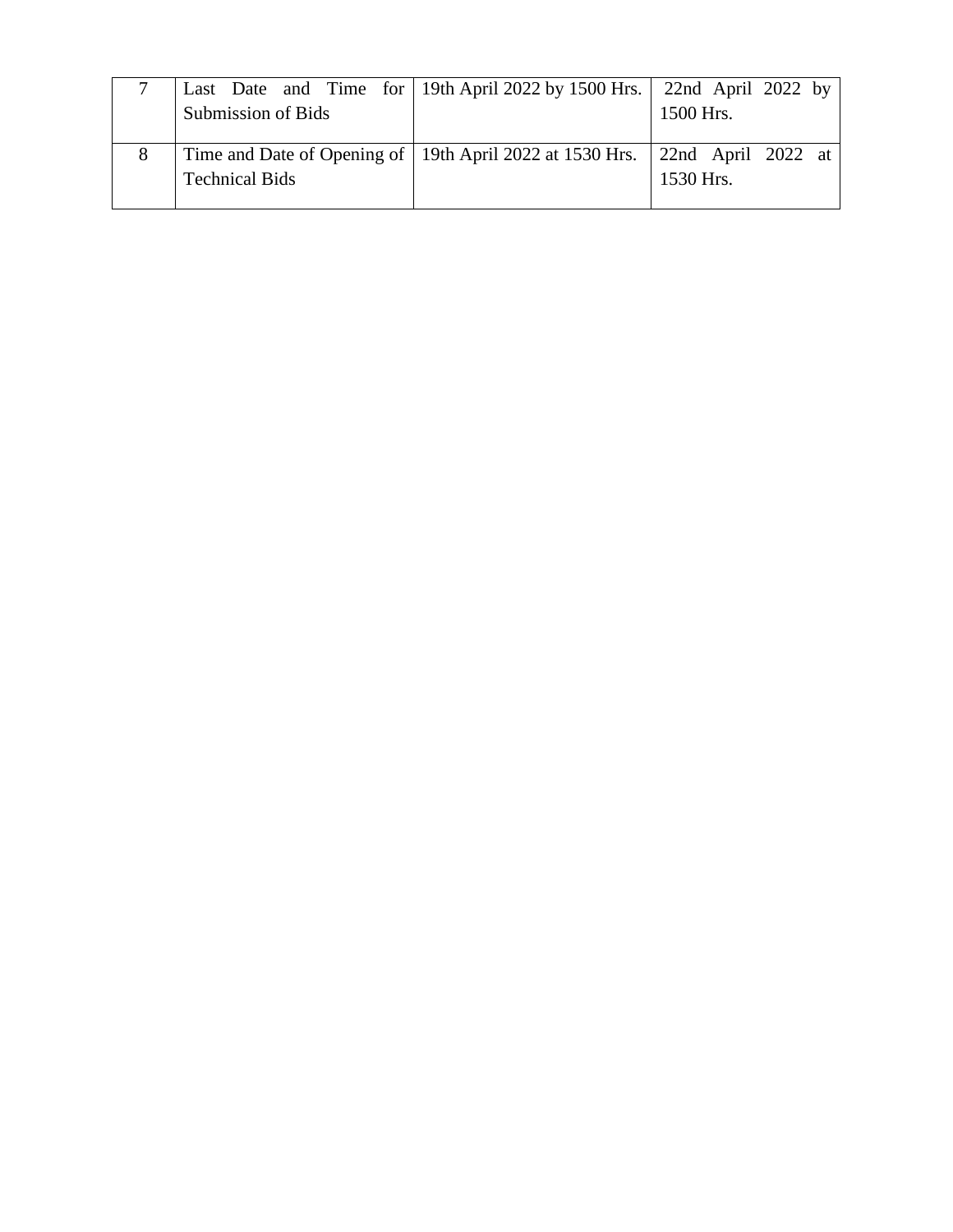| 7 | Last Date and Time for Submission of Bids | 19th April 2022 by 1500 Hrs. | 22nd April 2022 by 1500 Hrs. |
|---|---|---|---|
| 8 | Time and Date of Opening of Technical Bids | 19th April 2022 at 1530 Hrs. | 22nd April 2022 at 1530 Hrs. |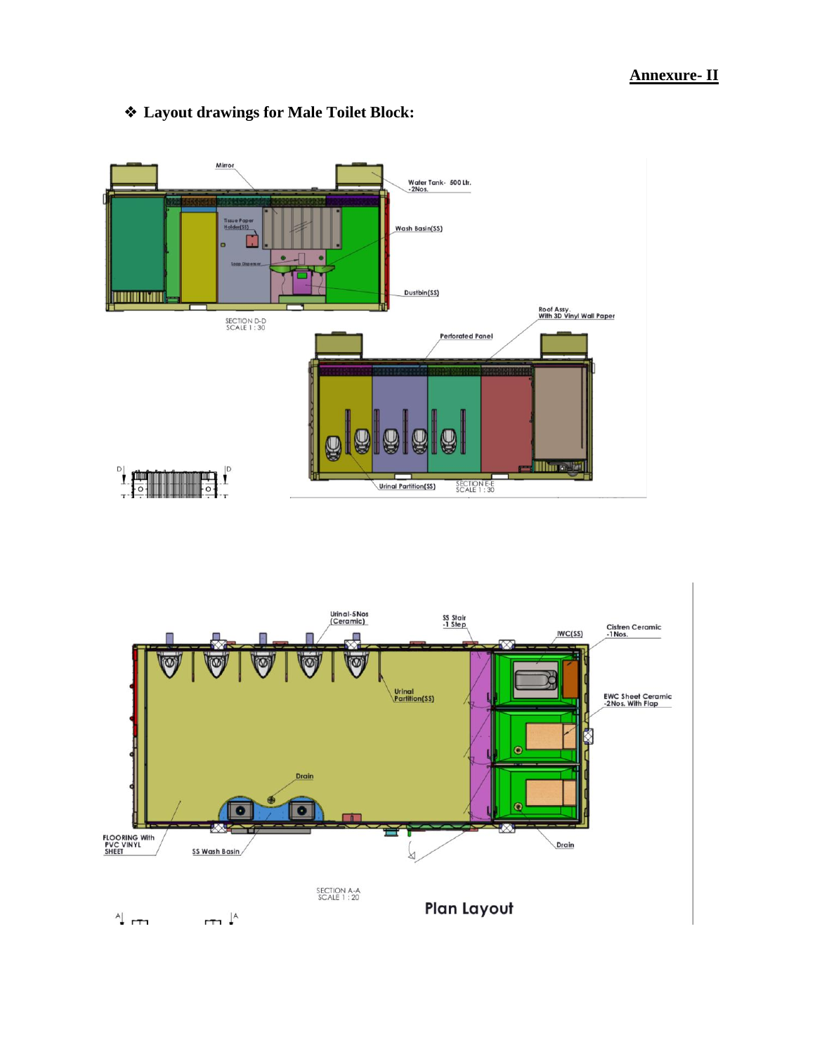**Annexure- II**

## ❖ Layout drawings for Male Toilet Block:

Mirror

Water Tank- 500 Ltr. -2Nos.

Tissue Paper Holder(SS)

Soap Dispenser

Wash Basin(SS)

Dustbin(SS)

SECTION D-D
SCALE 1 : 30

Roof Assy. With 3D Vinyl Wall Paper

Perforated Panel

Urinal Partition(SS)

SECTION E-E
SCALE 1 : 30

Urinal-5Nos (Ceramic)

SS Stair -1 Step

IWC(SS)

Cistren Ceramic -1Nos.

Urinal Partition(SS)

EWC Sheet Ceramic -2Nos. With Flap

Drain

FLOORING With PVC VINYL SHEET

SS Wash Basin

Drain

SECTION A-A
SCALE 1 : 20

**Plan Layout**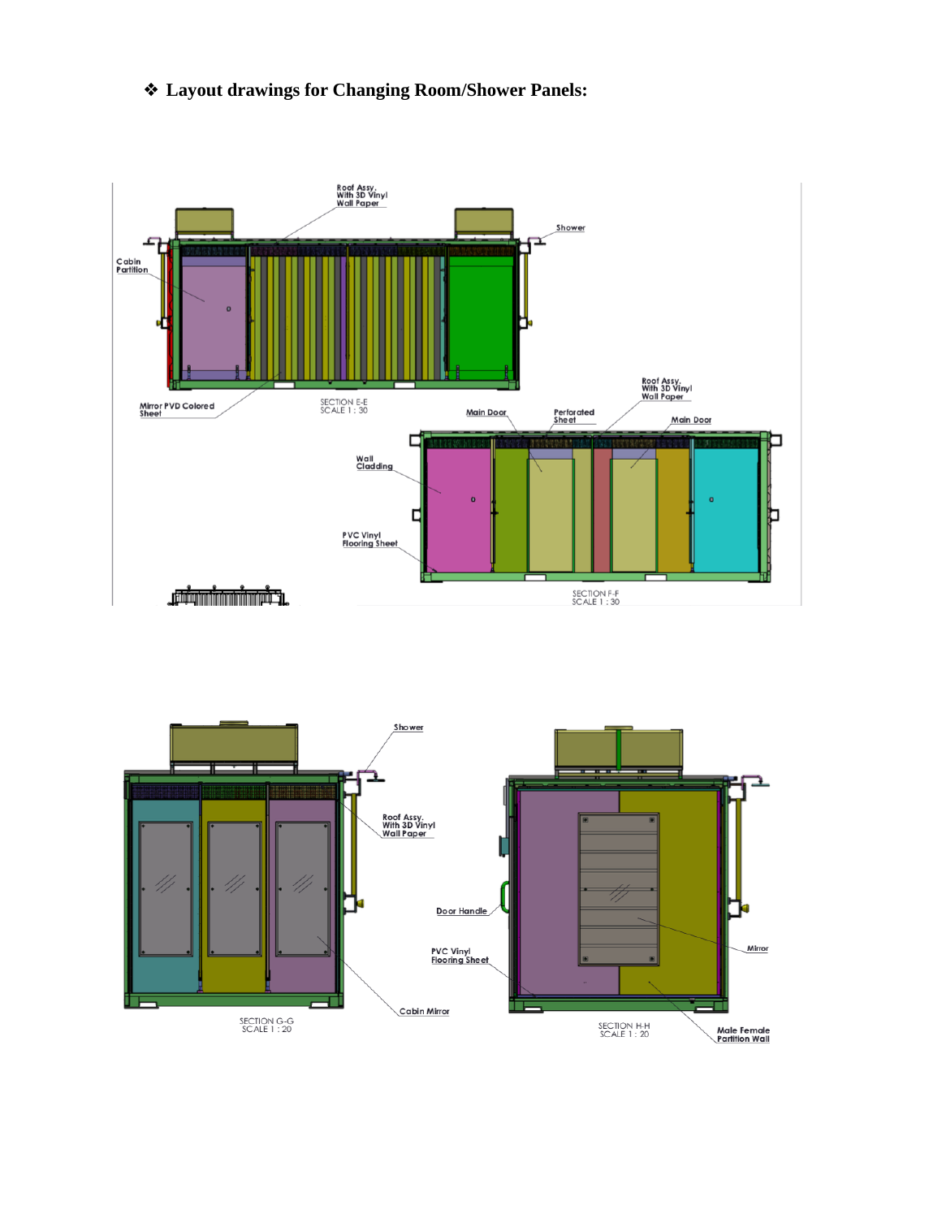❖ **Layout drawings for Changing Room/Shower Panels:**

Roof Assy. With 3D Vinyl Wall Paper

Shower

Cabin Partition

Mirror PVD Colored Sheet

SECTION E-E
SCALE 1 : 30

Roof Assy. With 3D Vinyl Wall Paper

Main Door

Perforated Sheet

Main Door

Wall Cladding

PVC Vinyl Flooring Sheet

SECTION F-F
SCALE 1 : 30

Shower

Roof Assy. With 3D Vinyl Wall Paper

Door Handle

PVC Vinyl Flooring Sheet

Cabin Mirror

SECTION G-G
SCALE 1 : 20

Mirror

SECTION H-H
SCALE 1 : 20

Male Female Partition Wall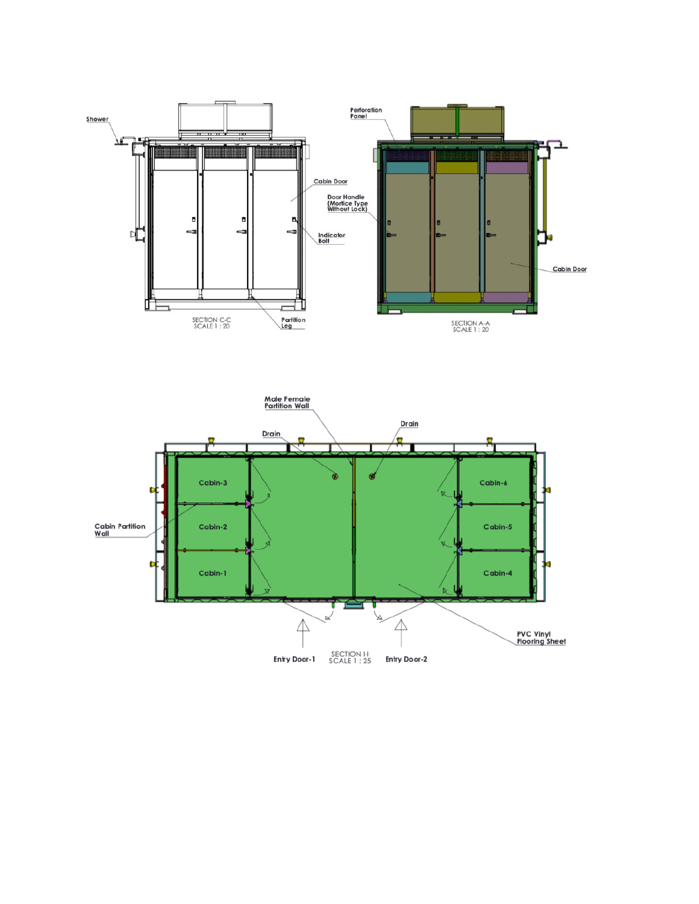Shower

Cabin Door

Door Handle (Mortice Type Without Lock)

Indicator Bolt

Partition Leg

SECTION C-C
SCALE 1 : 20

Perforation Panel

Cabin Door

SECTION A-A
SCALE 1 : 20

Male Female Partition Wall

Drain

Drain

Cabin-3

Cabin-2

Cabin-1

Cabin-6

Cabin-5

Cabin-4

Cabin Partition Wall

PVC Vinyl Flooring Sheet

Entry Door-1

Entry Door-2

SECTION I-I
SCALE 1 : 25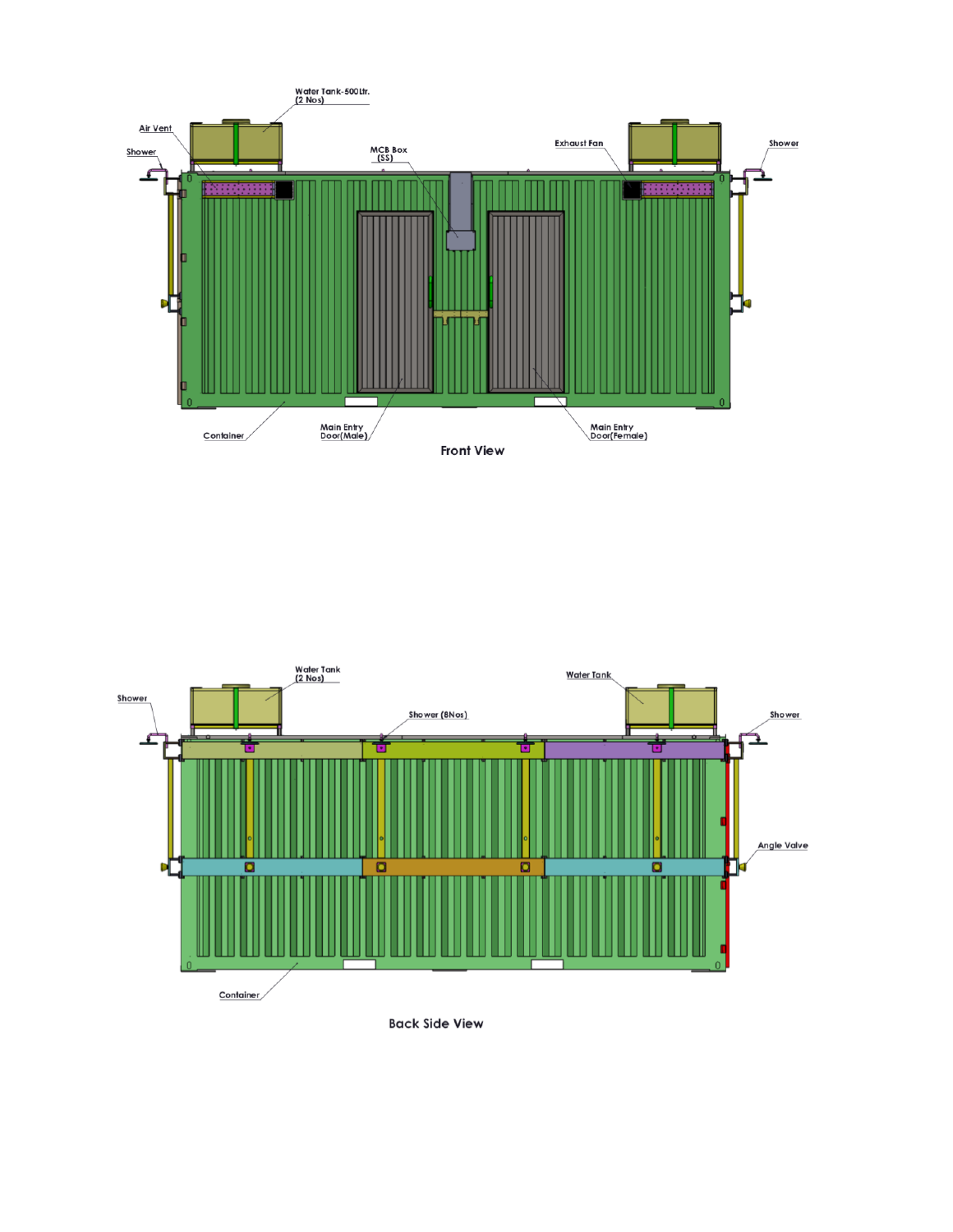Water Tank-500Ltr. (2 Nos)

Air Vent

Shower

MCB Box (SS)

Exhaust Fan

Shower

Container

Main Entry Door(Male)

Main Entry Door(Female)

Front View

Water Tank (2 Nos)

Water Tank

Shower

Shower (8Nos)

Shower

Angle Valve

Container

Back Side View